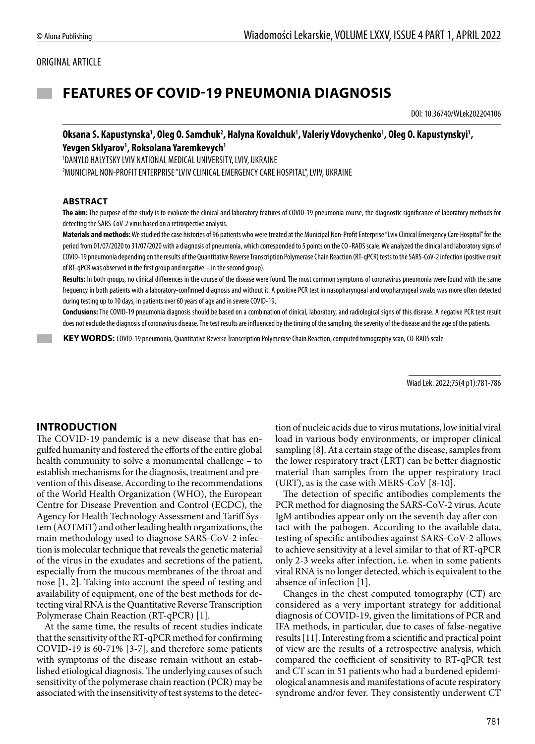ORIGINAL ARTICLE

# FEATURES OF COVID-19 PNEUMONIA DIAGNOSIS

DOI: 10.36740/WLek202204106

**Oksana S. Kapustynska[1], Oleg O. Samchuk[2], Halyna Kovalchuk[1], Valeriy Vdovychenko[1], Oleg O. Kapustynskyi[1], Yevgen Sklyarov[1], Roksolana Yaremkevych[1]**

[1]DANYLO HALYTSKY LVIV NATIONAL MEDICAL UNIVERSITY, LVIV, UKRAINE

[2]MUNICIPAL NON-PROFIT ENTERPRISE "LVIV CLINICAL EMERGENCY CARE HOSPITAL", LVIV, UKRAINE

## ABSTRACT

**The aim:** The purpose of the study is to evaluate the clinical and laboratory features of COVID-19 pneumonia course, the diagnostic significance of laboratory methods for detecting the SARS-CoV-2 virus based on a retrospective analysis.

**Materials and methods:** We studied the case histories of 96 patients who were treated at the Municipal Non-Profit Enterprise "Lviv Clinical Emergency Care Hospital" for the period from 01/07/2020 to 31/07/2020 with a diagnosis of pneumonia, which corresponded to 5 points on the CO -RADS scale. We analyzed the clinical and laboratory signs of COVID-19 pneumonia depending on the results of the Quantitative Reverse Transcription Polymerase Chain Reaction (RT-qPCR) tests to the SARS-CoV-2 infection (positive result of RT-qPCR was observed in the first group and negative – in the second group).

**Results:** In both groups, no clinical differences in the course of the disease were found. The most common symptoms of coronavirus pneumonia were found with the same frequency in both patients with a laboratory-confirmed diagnosis and without it. A positive PCR test in nasopharyngeal and oropharyngeal swabs was more often detected during testing up to 10 days, in patients over 60 years of age and in severe COVID-19.

**Conclusions:** The COVID-19 pneumonia diagnosis should be based on a combination of clinical, laboratory, and radiological signs of this disease. A negative PCR test result does not exclude the diagnosis of coronavirus disease. The test results are influenced by the timing of the sampling, the severity of the disease and the age of the patients.

**KEY WORDS:** COVID-19 pneumonia, Quantitative Reverse Transcription Polymerase Chain Reaction, computed tomography scan, CO-RADS scale

Wiad Lek. 2022;75(4 p1):781-786

## INTRODUCTION

The COVID-19 pandemic is a new disease that has engulfed humanity and fostered the efforts of the entire global health community to solve a monumental challenge – to establish mechanisms for the diagnosis, treatment and prevention of this disease. According to the recommendations of the World Health Organization (WHO), the European Centre for Disease Prevention and Control (ECDC), the Agency for Health Technology Assessment and Tariff System (AOTMiT) and other leading health organizations, the main methodology used to diagnose SARS-CoV-2 infection is molecular technique that reveals the genetic material of the virus in the exudates and secretions of the patient, especially from the mucous membranes of the throat and nose [1, 2]. Taking into account the speed of testing and availability of equipment, one of the best methods for detecting viral RNA is the Quantitative Reverse Transcription Polymerase Chain Reaction (RT-qPCR) [1].

At the same time, the results of recent studies indicate that the sensitivity of the RT-qPCR method for confirming COVID-19 is 60-71% [3-7], and therefore some patients with symptoms of the disease remain without an established etiological diagnosis. The underlying causes of such sensitivity of the polymerase chain reaction (PCR) may be associated with the insensitivity of test systems to the detection of nucleic acids due to virus mutations, low initial viral load in various body environments, or improper clinical sampling [8]. At a certain stage of the disease, samples from the lower respiratory tract (LRT) can be better diagnostic material than samples from the upper respiratory tract (URT), as is the case with MERS-CoV [8-10].

The detection of specific antibodies complements the PCR method for diagnosing the SARS-CoV-2 virus. Acute IgM antibodies appear only on the seventh day after contact with the pathogen. According to the available data, testing of specific antibodies against SARS-CoV-2 allows to achieve sensitivity at a level similar to that of RT-qPCR only 2-3 weeks after infection, i.e. when in some patients viral RNA is no longer detected, which is equivalent to the absence of infection [1].

Changes in the chest computed tomography (CT) are considered as a very important strategy for additional diagnosis of COVID-19, given the limitations of PCR and IFA methods, in particular, due to cases of false-negative results [11]. Interesting from a scientific and practical point of view are the results of a retrospective analysis, which compared the coefficient of sensitivity to RT-qPCR test and CT scan in 51 patients who had a burdened epidemiological anamnesis and manifestations of acute respiratory syndrome and/or fever. They consistently underwent CT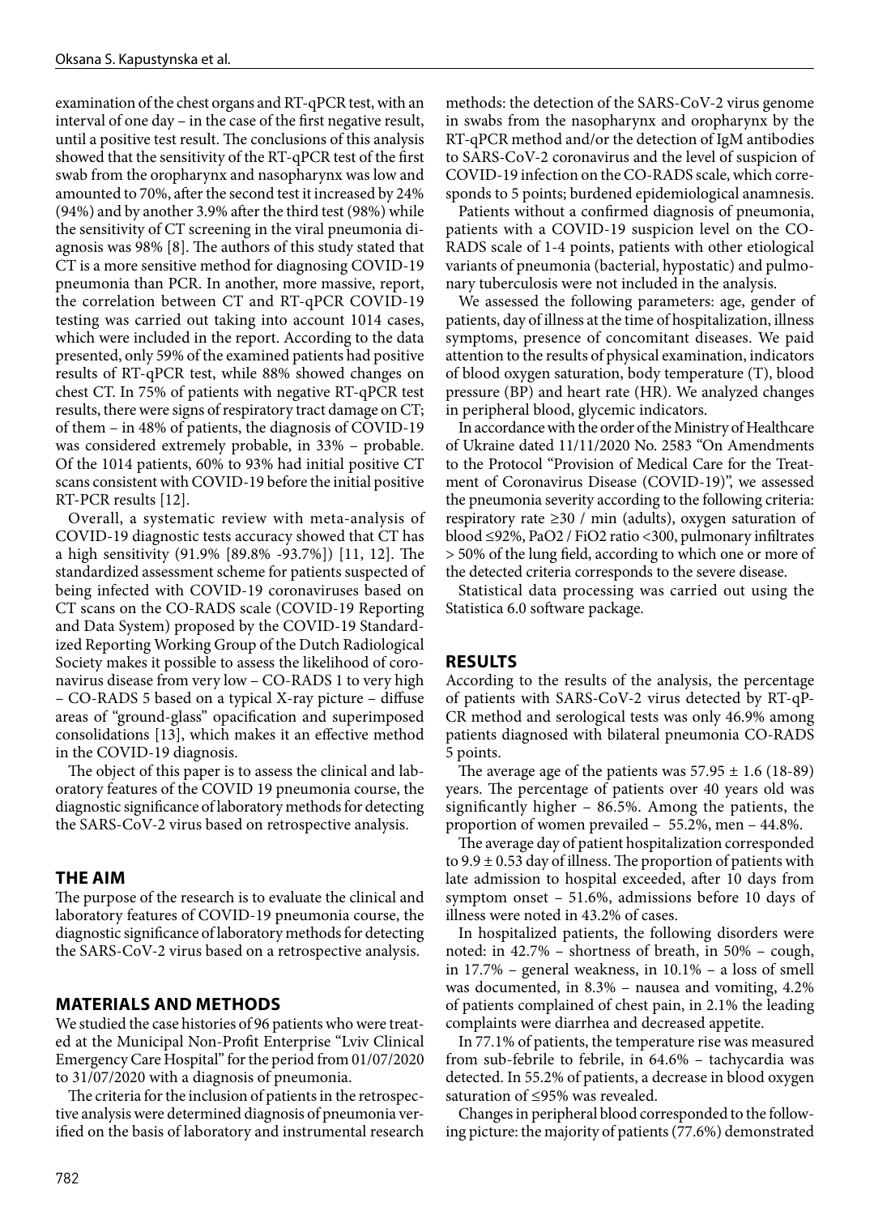examination of the chest organs and RT-qPCR test, with an interval of one day – in the case of the first negative result, until a positive test result. The conclusions of this analysis showed that the sensitivity of the RT-qPCR test of the first swab from the oropharynx and nasopharynx was low and amounted to 70%, after the second test it increased by 24% (94%) and by another 3.9% after the third test (98%) while the sensitivity of CT screening in the viral pneumonia diagnosis was 98% [8]. The authors of this study stated that CT is a more sensitive method for diagnosing COVID-19 pneumonia than PCR. In another, more massive, report, the correlation between CT and RT-qPCR COVID-19 testing was carried out taking into account 1014 cases, which were included in the report. According to the data presented, only 59% of the examined patients had positive results of RT-qPCR test, while 88% showed changes on chest CT. In 75% of patients with negative RT-qPCR test results, there were signs of respiratory tract damage on CT; of them – in 48% of patients, the diagnosis of COVID-19 was considered extremely probable, in 33% – probable. Of the 1014 patients, 60% to 93% had initial positive CT scans consistent with COVID-19 before the initial positive RT-PCR results [12].

Overall, a systematic review with meta-analysis of COVID-19 diagnostic tests accuracy showed that CT has a high sensitivity (91.9% [89.8% -93.7%]) [11, 12]. The standardized assessment scheme for patients suspected of being infected with COVID-19 coronaviruses based on CT scans on the CO-RADS scale (COVID-19 Reporting and Data System) proposed by the COVID-19 Standardized Reporting Working Group of the Dutch Radiological Society makes it possible to assess the likelihood of coronavirus disease from very low – CO-RADS 1 to very high – CO-RADS 5 based on a typical X-ray picture – diffuse areas of "ground-glass" opacification and superimposed consolidations [13], which makes it an effective method in the COVID-19 diagnosis.

The object of this paper is to assess the clinical and laboratory features of the COVID 19 pneumonia course, the diagnostic significance of laboratory methods for detecting the SARS-CoV-2 virus based on retrospective analysis.

## THE AIM

The purpose of the research is to evaluate the clinical and laboratory features of COVID-19 pneumonia course, the diagnostic significance of laboratory methods for detecting the SARS-CoV-2 virus based on a retrospective analysis.

## MATERIALS AND METHODS

We studied the case histories of 96 patients who were treated at the Municipal Non-Profit Enterprise "Lviv Clinical Emergency Care Hospital" for the period from 01/07/2020 to 31/07/2020 with a diagnosis of pneumonia.

The criteria for the inclusion of patients in the retrospective analysis were determined diagnosis of pneumonia verified on the basis of laboratory and instrumental research methods: the detection of the SARS-CoV-2 virus genome in swabs from the nasopharynx and oropharynx by the RT-qPCR method and/or the detection of IgM antibodies to SARS-CoV-2 coronavirus and the level of suspicion of COVID-19 infection on the CO-RADS scale, which corresponds to 5 points; burdened epidemiological anamnesis.

Patients without a confirmed diagnosis of pneumonia, patients with a COVID-19 suspicion level on the CO-RADS scale of 1-4 points, patients with other etiological variants of pneumonia (bacterial, hypostatic) and pulmonary tuberculosis were not included in the analysis.

We assessed the following parameters: age, gender of patients, day of illness at the time of hospitalization, illness symptoms, presence of concomitant diseases. We paid attention to the results of physical examination, indicators of blood oxygen saturation, body temperature (T), blood pressure (BP) and heart rate (HR). We analyzed changes in peripheral blood, glycemic indicators.

In accordance with the order of the Ministry of Healthcare of Ukraine dated 11/11/2020 No. 2583 "On Amendments to the Protocol "Provision of Medical Care for the Treatment of Coronavirus Disease (COVID-19)", we assessed the pneumonia severity according to the following criteria: respiratory rate ≥30 / min (adults), oxygen saturation of blood ≤92%, $PaO_2$ / $FiO_2$ ratio <300, pulmonary infiltrates > 50% of the lung field, according to which one or more of the detected criteria corresponds to the severe disease.

Statistical data processing was carried out using the Statistica 6.0 software package.

## RESULTS

According to the results of the analysis, the percentage of patients with SARS-CoV-2 virus detected by RT-qPCR method and serological tests was only 46.9% among patients diagnosed with bilateral pneumonia CO-RADS 5 points.

The average age of the patients was $57.95 \pm 1.6$ (18-89) years. The percentage of patients over 40 years old was significantly higher – 86.5%. Among the patients, the proportion of women prevailed – 55.2%, men – 44.8%.

The average day of patient hospitalization corresponded to $9.9 \pm 0.53$ day of illness. The proportion of patients with late admission to hospital exceeded, after 10 days from symptom onset – 51.6%, admissions before 10 days of illness were noted in 43.2% of cases.

In hospitalized patients, the following disorders were noted: in 42.7% – shortness of breath, in 50% – cough, in 17.7% – general weakness, in 10.1% – a loss of smell was documented, in 8.3% – nausea and vomiting, 4.2% of patients complained of chest pain, in 2.1% the leading complaints were diarrhea and decreased appetite.

In 77.1% of patients, the temperature rise was measured from sub-febrile to febrile, in 64.6% – tachycardia was detected. In 55.2% of patients, a decrease in blood oxygen saturation of ≤95% was revealed.

Changes in peripheral blood corresponded to the following picture: the majority of patients (77.6%) demonstrated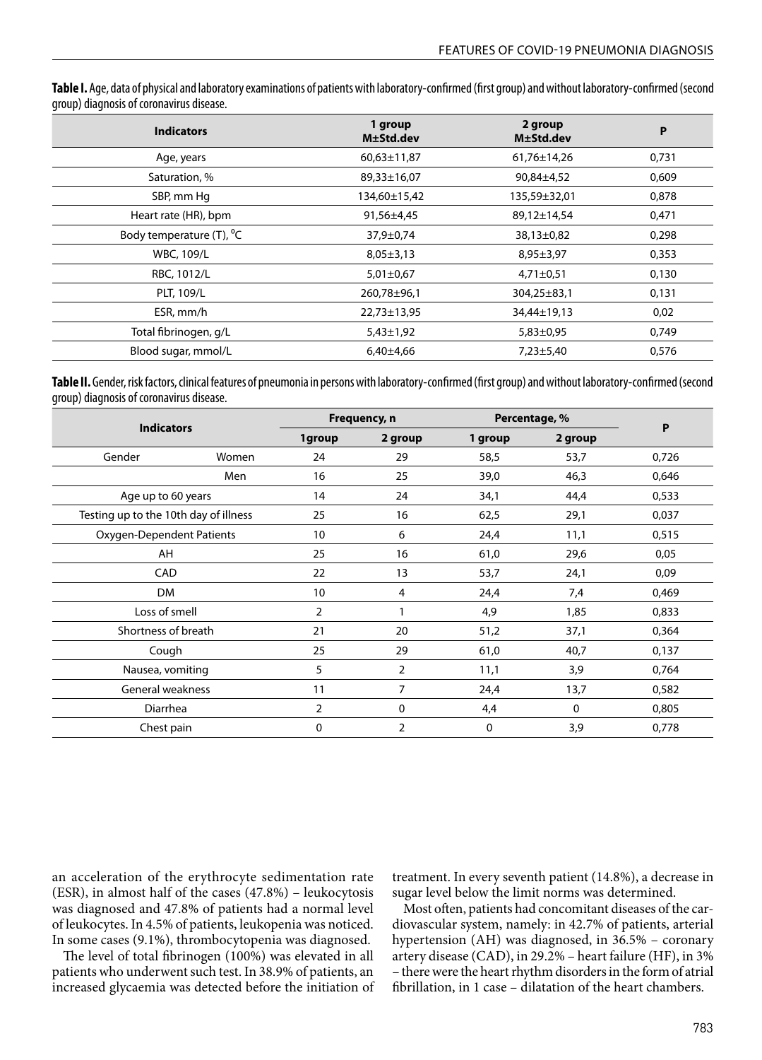**Table I.** Age, data of physical and laboratory examinations of patients with laboratory-confirmed (first group) and without laboratory-confirmed (second group) diagnosis of coronavirus disease.

| Indicators | 1 group M±Std.dev | 2 group M±Std.dev | P |
|---|---|---|---|
| Age, years | 60,63±11,87 | 61,76±14,26 | 0,731 |
| Saturation, % | 89,33±16,07 | 90,84±4,52 | 0,609 |
| SBP, mm Hg | 134,60±15,42 | 135,59±32,01 | 0,878 |
| Heart rate (HR), bpm | 91,56±4,45 | 89,12±14,54 | 0,471 |
| Body temperature (T), $^0$C | 37,9±0,74 | 38,13±0,82 | 0,298 |
| WBC, 109/L | 8,05±3,13 | 8,95±3,97 | 0,353 |
| RBC, 1012/L | 5,01±0,67 | 4,71±0,51 | 0,130 |
| PLT, 109/L | 260,78±96,1 | 304,25±83,1 | 0,131 |
| ESR, mm/h | 22,73±13,95 | 34,44±19,13 | 0,02 |
| Total fibrinogen, g/L | 5,43±1,92 | 5,83±0,95 | 0,749 |
| Blood sugar, mmol/L | 6,40±4,66 | 7,23±5,40 | 0,576 |

**Table II.** Gender, risk factors, clinical features of pneumonia in persons with laboratory-confirmed (first group) and without laboratory-confirmed (second group) diagnosis of coronavirus disease.

| Indicators | | Frequency, n | | Percentage, % | | P |
|---|---|---|---|---|---|---|
| | | 1group | 2 group | 1 group | 2 group | |
| Gender | Women | 24 | 29 | 58,5 | 53,7 | 0,726 |
| | Men | 16 | 25 | 39,0 | 46,3 | 0,646 |
| Age up to 60 years | | 14 | 24 | 34,1 | 44,4 | 0,533 |
| Testing up to the 10th day of illness | | 25 | 16 | 62,5 | 29,1 | 0,037 |
| Oxygen-Dependent Patients | | 10 | 6 | 24,4 | 11,1 | 0,515 |
| AH | | 25 | 16 | 61,0 | 29,6 | 0,05 |
| CAD | | 22 | 13 | 53,7 | 24,1 | 0,09 |
| DM | | 10 | 4 | 24,4 | 7,4 | 0,469 |
| Loss of smell | | 2 | 1 | 4,9 | 1,85 | 0,833 |
| Shortness of breath | | 21 | 20 | 51,2 | 37,1 | 0,364 |
| Cough | | 25 | 29 | 61,0 | 40,7 | 0,137 |
| Nausea, vomiting | | 5 | 2 | 11,1 | 3,9 | 0,764 |
| General weakness | | 11 | 7 | 24,4 | 13,7 | 0,582 |
| Diarrhea | | 2 | 0 | 4,4 | 0 | 0,805 |
| Chest pain | | 0 | 2 | 0 | 3,9 | 0,778 |

an acceleration of the erythrocyte sedimentation rate (ESR), in almost half of the cases (47.8%) – leukocytosis was diagnosed and 47.8% of patients had a normal level of leukocytes. In 4.5% of patients, leukopenia was noticed. In some cases (9.1%), thrombocytopenia was diagnosed.

The level of total fibrinogen (100%) was elevated in all patients who underwent such test. In 38.9% of patients, an increased glycaemia was detected before the initiation of treatment. In every seventh patient (14.8%), a decrease in sugar level below the limit norms was determined.

Most often, patients had concomitant diseases of the cardiovascular system, namely: in 42.7% of patients, arterial hypertension (AH) was diagnosed, in 36.5% – coronary artery disease (CAD), in 29.2% – heart failure (HF), in 3% – there were the heart rhythm disorders in the form of atrial fibrillation, in 1 case – dilatation of the heart chambers.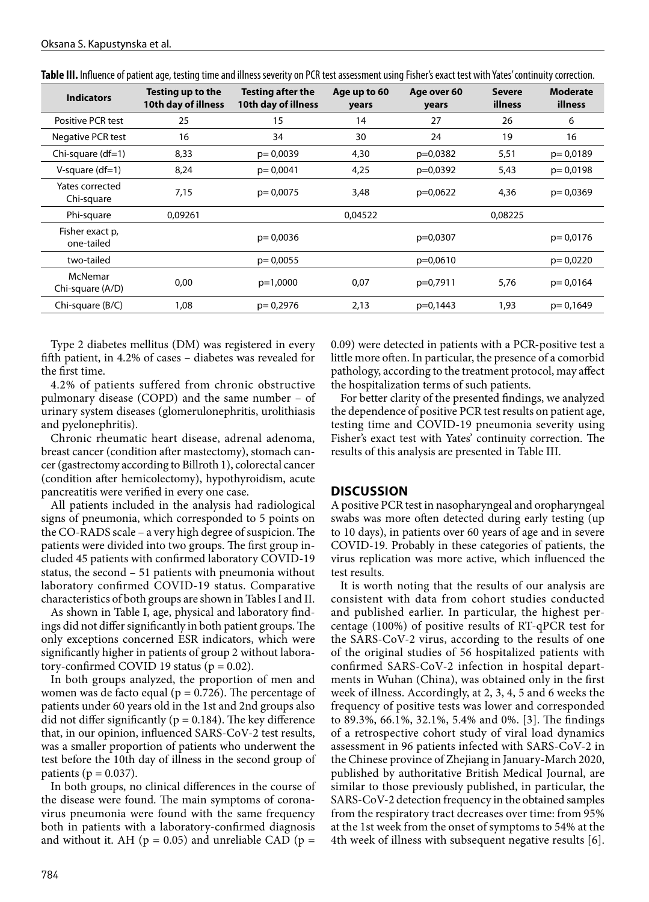**Table III.** Influence of patient age, testing time and illness severity on PCR test assessment using Fisher's exact test with Yates' continuity correction.

| Indicators | Testing up to the 10th day of illness | Testing after the 10th day of illness | Age up to 60 years | Age over 60 years | Severe illness | Moderate illness |
|---|---|---|---|---|---|---|
| Positive PCR test | 25 | 15 | 14 | 27 | 26 | 6 |
| Negative PCR test | 16 | 34 | 30 | 24 | 19 | 16 |
| Chi-square (df=1) | 8,33 | p= 0,0039 | 4,30 | p=0,0382 | 5,51 | p= 0,0189 |
| V-square (df=1) | 8,24 | p= 0,0041 | 4,25 | p=0,0392 | 5,43 | p= 0,0198 |
| Yates corrected Chi-square | 7,15 | p= 0,0075 | 3,48 | p=0,0622 | 4,36 | p= 0,0369 |
| Phi-square | 0,09261 | | 0,04522 | | 0,08225 | |
| Fisher exact p, one-tailed | | p= 0,0036 | | p=0,0307 | | p= 0,0176 |
| two-tailed | | p= 0,0055 | | p=0,0610 | | p= 0,0220 |
| McNemar Chi-square (A/D) | 0,00 | p=1,0000 | 0,07 | p=0,7911 | 5,76 | p= 0,0164 |
| Chi-square (B/C) | 1,08 | p= 0,2976 | 2,13 | p=0,1443 | 1,93 | p= 0,1649 |

Type 2 diabetes mellitus (DM) was registered in every fifth patient, in 4.2% of cases – diabetes was revealed for the first time.

4.2% of patients suffered from chronic obstructive pulmonary disease (COPD) and the same number – of urinary system diseases (glomerulonephritis, urolithiasis and pyelonephritis).

Chronic rheumatic heart disease, adrenal adenoma, breast cancer (condition after mastectomy), stomach cancer (gastrectomy according to Billroth 1), colorectal cancer (condition after hemicolectomy), hypothyroidism, acute pancreatitis were verified in every one case.

All patients included in the analysis had radiological signs of pneumonia, which corresponded to 5 points on the CO-RADS scale – a very high degree of suspicion. The patients were divided into two groups. The first group included 45 patients with confirmed laboratory COVID-19 status, the second – 51 patients with pneumonia without laboratory confirmed COVID-19 status. Comparative characteristics of both groups are shown in Tables I and II.

As shown in Table I, age, physical and laboratory findings did not differ significantly in both patient groups. The only exceptions concerned ESR indicators, which were significantly higher in patients of group 2 without laboratory-confirmed COVID 19 status ($p = 0.02$).

In both groups analyzed, the proportion of men and women was de facto equal ($p = 0.726$). The percentage of patients under 60 years old in the 1st and 2nd groups also did not differ significantly ($p = 0.184$). The key difference that, in our opinion, influenced SARS-CoV-2 test results, was a smaller proportion of patients who underwent the test before the 10th day of illness in the second group of patients ($p = 0.037$).

In both groups, no clinical differences in the course of the disease were found. The main symptoms of coronavirus pneumonia were found with the same frequency both in patients with a laboratory-confirmed diagnosis and without it. AH ($p = 0.05$) and unreliable CAD ($p = 0.09$) were detected in patients with a PCR-positive test a little more often. In particular, the presence of a comorbid pathology, according to the treatment protocol, may affect the hospitalization terms of such patients.

For better clarity of the presented findings, we analyzed the dependence of positive PCR test results on patient age, testing time and COVID-19 pneumonia severity using Fisher's exact test with Yates' continuity correction. The results of this analysis are presented in Table III.

## DISCUSSION

A positive PCR test in nasopharyngeal and oropharyngeal swabs was more often detected during early testing (up to 10 days), in patients over 60 years of age and in severe COVID-19. Probably in these categories of patients, the virus replication was more active, which influenced the test results.

It is worth noting that the results of our analysis are consistent with data from cohort studies conducted and published earlier. In particular, the highest percentage (100%) of positive results of RT-qPCR test for the SARS-CoV-2 virus, according to the results of one of the original studies of 56 hospitalized patients with confirmed SARS-CoV-2 infection in hospital departments in Wuhan (China), was obtained only in the first week of illness. Accordingly, at 2, 3, 4, 5 and 6 weeks the frequency of positive tests was lower and corresponded to 89.3%, 66.1%, 32.1%, 5.4% and 0%. [3]. The findings of a retrospective cohort study of viral load dynamics assessment in 96 patients infected with SARS-CoV-2 in the Chinese province of Zhejiang in January-March 2020, published by authoritative British Medical Journal, are similar to those previously published, in particular, the SARS-CoV-2 detection frequency in the obtained samples from the respiratory tract decreases over time: from 95% at the 1st week from the onset of symptoms to 54% at the 4th week of illness with subsequent negative results [6].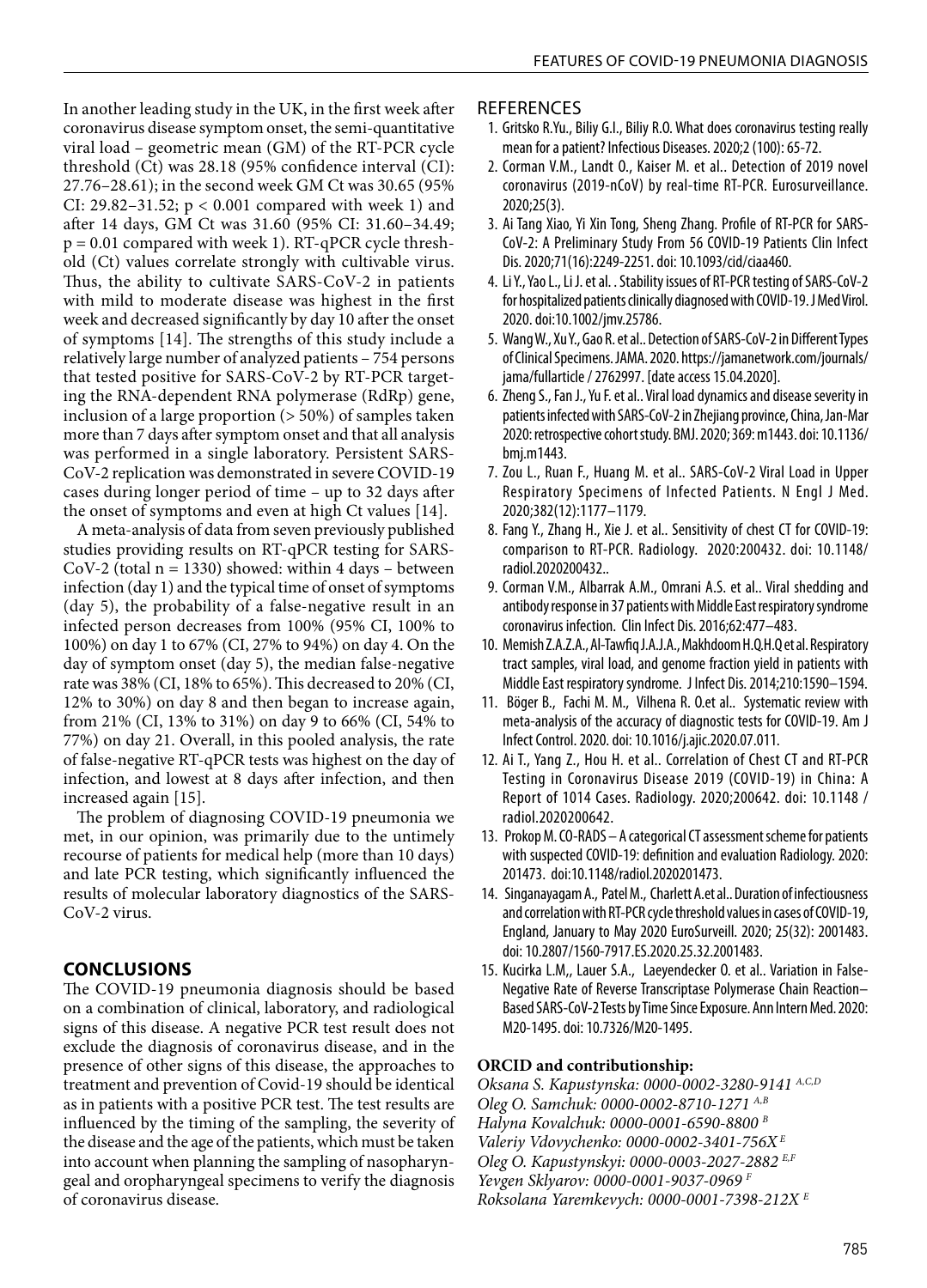In another leading study in the UK, in the first week after coronavirus disease symptom onset, the semi-quantitative viral load – geometric mean (GM) of the RT-PCR cycle threshold (Ct) was 28.18 (95% confidence interval (CI): 27.76–28.61); in the second week GM Ct was 30.65 (95% CI: 29.82–31.52; $p < 0.001$ compared with week 1) and after 14 days, GM Ct was 31.60 (95% CI: 31.60–34.49; $p = 0.01$ compared with week 1). RT-qPCR cycle threshold (Ct) values correlate strongly with cultivable virus. Thus, the ability to cultivate SARS-CoV-2 in patients with mild to moderate disease was highest in the first week and decreased significantly by day 10 after the onset of symptoms [14]. The strengths of this study include a relatively large number of analyzed patients – 754 persons that tested positive for SARS-CoV-2 by RT-PCR targeting the RNA-dependent RNA polymerase (RdRp) gene, inclusion of a large proportion (> 50%) of samples taken more than 7 days after symptom onset and that all analysis was performed in a single laboratory. Persistent SARS-CoV-2 replication was demonstrated in severe COVID-19 cases during longer period of time – up to 32 days after the onset of symptoms and even at high Ct values [14].

A meta-analysis of data from seven previously published studies providing results on RT-qPCR testing for SARS-CoV-2 (total $n = 1330$) showed: within 4 days – between infection (day 1) and the typical time of onset of symptoms (day 5), the probability of a false-negative result in an infected person decreases from 100% (95% CI, 100% to 100%) on day 1 to 67% (CI, 27% to 94%) on day 4. On the day of symptom onset (day 5), the median false-negative rate was 38% (CI, 18% to 65%). This decreased to 20% (CI, 12% to 30%) on day 8 and then began to increase again, from 21% (CI, 13% to 31%) on day 9 to 66% (CI, 54% to 77%) on day 21. Overall, in this pooled analysis, the rate of false-negative RT-qPCR tests was highest on the day of infection, and lowest at 8 days after infection, and then increased again [15].

The problem of diagnosing COVID-19 pneumonia we met, in our opinion, was primarily due to the untimely recourse of patients for medical help (more than 10 days) and late PCR testing, which significantly influenced the results of molecular laboratory diagnostics of the SARS-CoV-2 virus.

## CONCLUSIONS

The COVID-19 pneumonia diagnosis should be based on a combination of clinical, laboratory, and radiological signs of this disease. A negative PCR test result does not exclude the diagnosis of coronavirus disease, and in the presence of other signs of this disease, the approaches to treatment and prevention of Covid-19 should be identical as in patients with a positive PCR test. The test results are influenced by the timing of the sampling, the severity of the disease and the age of the patients, which must be taken into account when planning the sampling of nasopharyngeal and oropharyngeal specimens to verify the diagnosis of coronavirus disease.

## REFERENCES

1. Gritsko R.Yu., Biliy G.I., Biliy R.O. What does coronavirus testing really mean for a patient? Infectious Diseases. 2020;2 (100): 65-72.
2. Corman V.M., Landt O., Kaiser M. et al.. Detection of 2019 novel coronavirus (2019-nCoV) by real-time RT-PCR. Eurosurveillance. 2020;25(3).
3. Ai Tang Xiao, Yi Xin Tong, Sheng Zhang. Profile of RT-PCR for SARS-CoV-2: A Preliminary Study From 56 COVID-19 Patients Clin Infect Dis. 2020;71(16):2249-2251. doi: 10.1093/cid/ciaa460.
4. Li Y., Yao L., Li J. et al. . Stability issues of RT-PCR testing of SARS-CoV-2 for hospitalized patients clinically diagnosed with COVID-19. J Med Virol. 2020. doi:10.1002/jmv.25786.
5. Wang W., Xu Y., Gao R. et al.. Detection of SARS-CoV-2 in Different Types of Clinical Specimens. JAMA. 2020. https://jamanetwork.com/journals/jama/fullarticle / 2762997. [date access 15.04.2020].
6. Zheng S., Fan J., Yu F. et al.. Viral load dynamics and disease severity in patients infected with SARS-CoV-2 in Zhejiang province, China, Jan-Mar 2020: retrospective cohort study. BMJ. 2020; 369: m1443. doi: 10.1136/bmj.m1443.
7. Zou L., Ruan F., Huang M. et al.. SARS-CoV-2 Viral Load in Upper Respiratory Specimens of Infected Patients. N Engl J Med. 2020;382(12):1177–1179.
8. Fang Y., Zhang H., Xie J. et al.. Sensitivity of chest CT for COVID-19: comparison to RT-PCR. Radiology. 2020:200432. doi: 10.1148/radiol.2020200432..
9. Corman V.M., Albarrak A.M., Omrani A.S. et al.. Viral shedding and antibody response in 37 patients with Middle East respiratory syndrome coronavirus infection. Clin Infect Dis. 2016;62:477–483.
10. Memish Z.A.Z.A., Al-Tawfiq J.A.J.A., Makhdoom H.Q.H.Q et al. Respiratory tract samples, viral load, and genome fraction yield in patients with Middle East respiratory syndrome. J Infect Dis. 2014;210:1590–1594.
11. Böger B., Fachi M. M., Vilhena R. O.et al.. Systematic review with meta-analysis of the accuracy of diagnostic tests for COVID-19. Am J Infect Control. 2020. doi: 10.1016/j.ajic.2020.07.011.
12. Ai T., Yang Z., Hou H. et al.. Correlation of Chest CT and RT-PCR Testing in Coronavirus Disease 2019 (COVID-19) in China: A Report of 1014 Cases. Radiology. 2020;200642. doi: 10.1148 / radiol.2020200642.
13. Prokop M. CO-RADS – A categorical CT assessment scheme for patients with suspected COVID-19: definition and evaluation Radiology. 2020: 201473. doi:10.1148/radiol.2020201473.
14. Singanayagam A., Patel M., Charlett A.et al.. Duration of infectiousness and correlation with RT-PCR cycle threshold values in cases of COVID-19, England, January to May 2020 EuroSurveill. 2020; 25(32): 2001483. doi: 10.2807/1560-7917.ES.2020.25.32.2001483.
15. Kucirka L.M,, Lauer S.A., Laeyendecker O. et al.. Variation in False-Negative Rate of Reverse Transcriptase Polymerase Chain Reaction–Based SARS-CoV-2 Tests by Time Since Exposure. Ann Intern Med. 2020: M20-1495. doi: 10.7326/M20-1495.

**ORCID and contributionship:**

*Oksana S. Kapustynska: 0000-0002-3280-9141* [A,C,D]
*Oleg O. Samchuk: 0000-0002-8710-1271* [A,B]
*Halyna Kovalchuk: 0000-0001-6590-8800* [B]
*Valeriy Vdovychenko: 0000-0002-3401-756X* [E]
*Oleg O. Kapustynskyi: 0000-0003-2027-2882* [E,F]
*Yevgen Sklyarov: 0000-0001-9037-0969* [F]
*Roksolana Yaremkevych: 0000-0001-7398-212X* [E]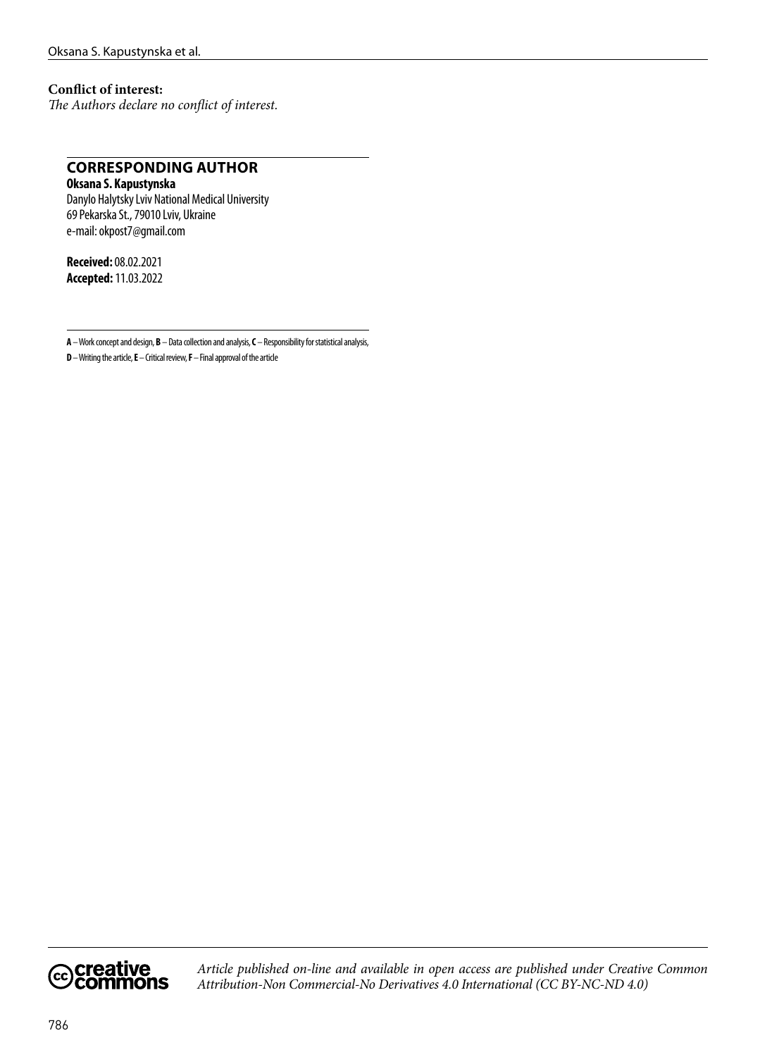**Conflict of interest:**
*The Authors declare no conflict of interest.*

## CORRESPONDING AUTHOR

**Oksana S. Kapustynska**
Danylo Halytsky Lviv National Medical University
69 Pekarska St., 79010 Lviv, Ukraine
e-mail: okpost7@gmail.com

**Received:** 08.02.2021
**Accepted:** 11.03.2022

**A** – Work concept and design, **B** – Data collection and analysis, **C** – Responsibility for statistical analysis,
**D** – Writing the article, **E** – Critical review, **F** – Final approval of the article

*Article published on-line and available in open access are published under Creative Common Attribution-Non Commercial-No Derivatives 4.0 International (CC BY-NC-ND 4.0)*